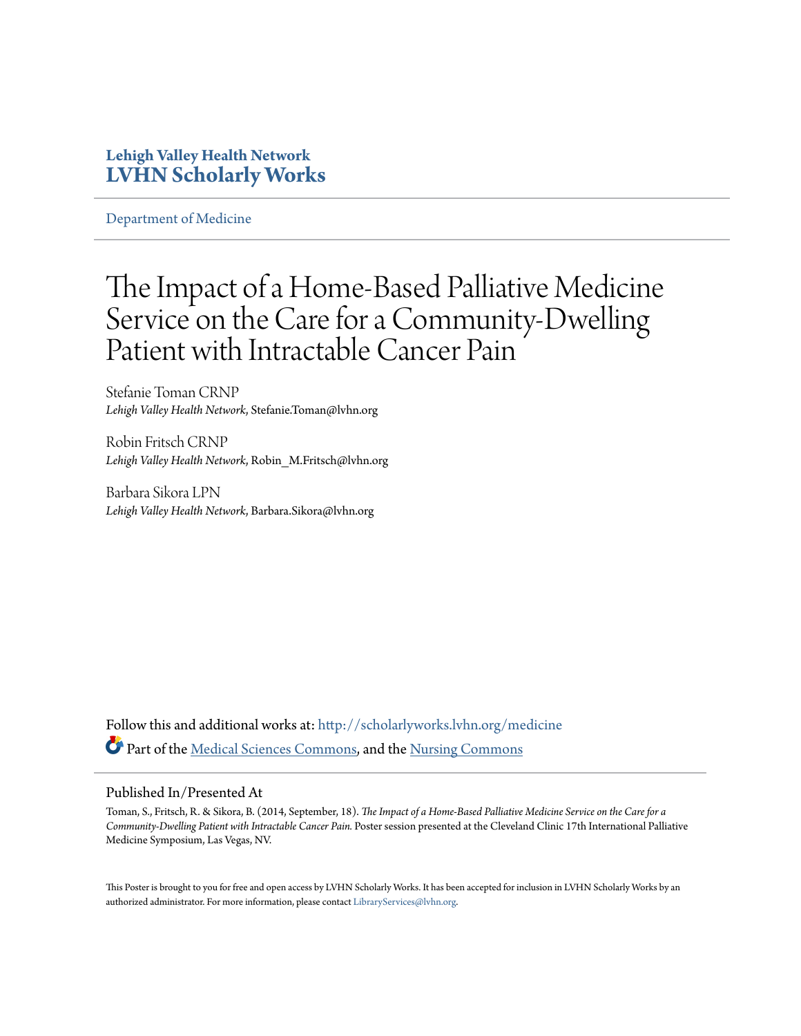**Lehigh Valley Health Network**
**LVHN Scholarly Works**

Department of Medicine

# The Impact of a Home-Based Palliative Medicine Service on the Care for a Community-Dwelling Patient with Intractable Cancer Pain

Stefanie Toman CRNP
*Lehigh Valley Health Network*, Stefanie.Toman@lvhn.org

Robin Fritsch CRNP
*Lehigh Valley Health Network*, Robin_M.Fritsch@lvhn.org

Barbara Sikora LPN
*Lehigh Valley Health Network*, Barbara.Sikora@lvhn.org

Follow this and additional works at: http://scholarlyworks.lvhn.org/medicine

Part of the Medical Sciences Commons, and the Nursing Commons

## Published In/Presented At

Toman, S., Fritsch, R. & Sikora, B. (2014, September, 18). *The Impact of a Home-Based Palliative Medicine Service on the Care for a Community-Dwelling Patient with Intractable Cancer Pain.* Poster session presented at the Cleveland Clinic 17th International Palliative Medicine Symposium, Las Vegas, NV.

This Poster is brought to you for free and open access by LVHN Scholarly Works. It has been accepted for inclusion in LVHN Scholarly Works by an authorized administrator. For more information, please contact LibraryServices@lvhn.org.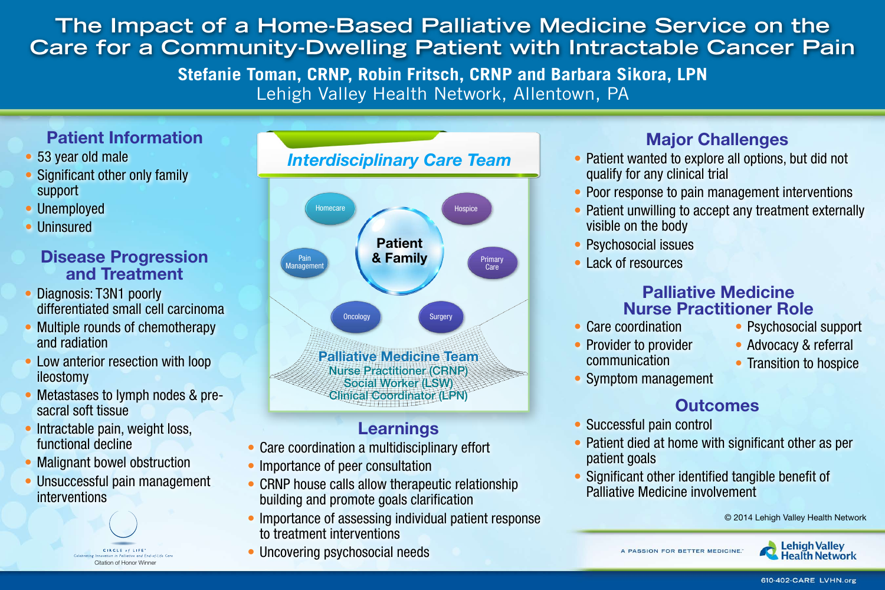# The Impact of a Home-Based Palliative Medicine Service on the Care for a Community-Dwelling Patient with Intractable Cancer Pain

**Stefanie Toman, CRNP, Robin Fritsch, CRNP and Barbara Sikora, LPN**

Lehigh Valley Health Network, Allentown, PA

## Patient Information

- 53 year old male
- Significant other only family support
- Unemployed
- Uninsured

## Disease Progression and Treatment

- Diagnosis: T3N1 poorly differentiated small cell carcinoma
- Multiple rounds of chemotherapy and radiation
- Low anterior resection with loop ileostomy
- Metastases to lymph nodes & pre-sacral soft tissue
- Intractable pain, weight loss, functional decline
- Malignant bowel obstruction
- Unsuccessful pain management interventions

CIRCLE of LIFE
Celebrating Innovation in Palliative and End-of-Life Care
Citation of Honor Winner

## Interdisciplinary Care Team

Patient & Family

Homecare

Hospice

Pain Management

Primary Care

Oncology

Surgery

Palliative Medicine Team
Nurse Practitioner (CRNP)
Social Worker (LSW)
Clinical Coordinator (LPN)

## Learnings

- Care coordination a multidisciplinary effort
- Importance of peer consultation
- CRNP house calls allow therapeutic relationship building and promote goals clarification
- Importance of assessing individual patient response to treatment interventions
- Uncovering psychosocial needs

## Major Challenges

- Patient wanted to explore all options, but did not qualify for any clinical trial
- Poor response to pain management interventions
- Patient unwilling to accept any treatment externally visible on the body
- Psychosocial issues
- Lack of resources

## Palliative Medicine Nurse Practitioner Role

- Care coordination
- Provider to provider communication
- Symptom management
- Psychosocial support
- Advocacy & referral
- Transition to hospice

## Outcomes

- Successful pain control
- Patient died at home with significant other as per patient goals
- Significant other identified tangible benefit of Palliative Medicine involvement

© 2014 Lehigh Valley Health Network

A PASSION FOR BETTER MEDICINE.™ Lehigh Valley Health Network

610-402-CARE LVHN.org